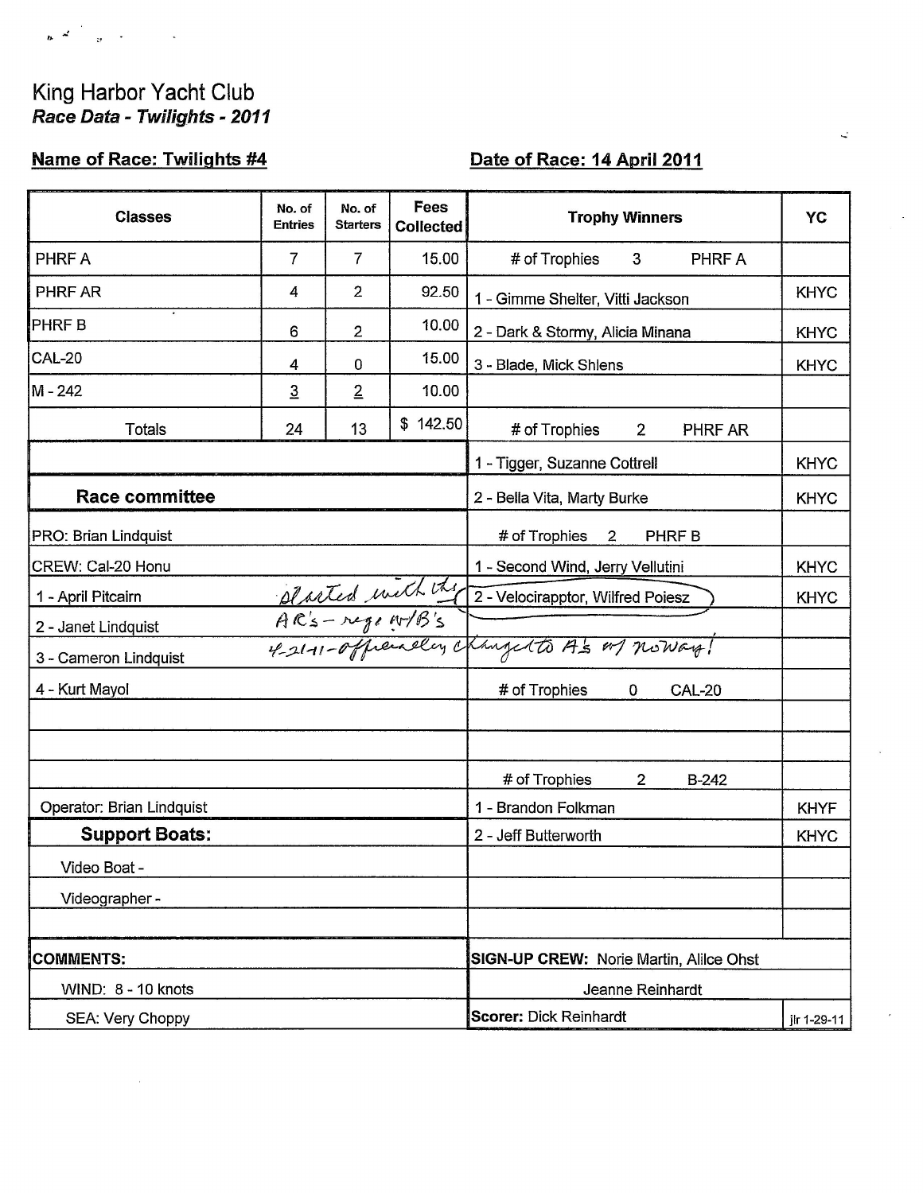King Harbor Yacht Club

*Race Data - Twilights - 2011*

**Name of Race: Twilights #4**

**Date of Race: 14 April 2011**

| Classes | No. of Entries | No. of Starters | Fees Collected | Trophy Winners | YC |
|---|---|---|---|---|---|
| PHRF A | 7 | 7 | 15.00 | # of Trophies 3 PHRF A | |
| PHRF AR | 4 | 2 | 92.50 | 1 - Gimme Shelter, Vitti Jackson | KHYC |
| PHRF B | 6 | 2 | 10.00 | 2 - Dark & Stormy, Alicia Minana | KHYC |
| CAL-20 | 4 | 0 | 15.00 | 3 - Blade, Mick Shlens | KHYC |
| M - 242 | 3 | 2 | 10.00 | | |
| Totals | 24 | 13 | $ 142.50 | # of Trophies 2 PHRF AR | |
| | | | | 1 - Tigger, Suzanne Cottrell | KHYC |
| **Race committee** | | | | 2 - Bella Vita, Marty Burke | KHYC |
| PRO: Brian Lindquist | | | | # of Trophies 2 PHRF B | |
| CREW: Cal-20 Honu | | | | 1 - Second Wind, Jerry Vellutini | KHYC |
| 1 - April Pitcairn | started with the | | | 2 - Velocirapptor, Wilfred Poiesz | KHYC |
| 2 - Janet Lindquist | AR's - reg w/B's | | | | |
| 3 - Cameron Lindquist | 4-21-11 - officially changed to A's w/ no way! | | | | |
| 4 - Kurt Mayol | | | | # of Trophies 0 CAL-20 | |
| | | | | | |
| | | | | | |
| | | | | # of Trophies 2 B-242 | |
| Operator: Brian Lindquist | | | | 1 - Brandon Folkman | KHYF |
| **Support Boats:** | | | | 2 - Jeff Butterworth | KHYC |
| Video Boat - | | | | | |
| Videographer - | | | | | |
| | | | | | |
| **COMMENTS:** | | | | **SIGN-UP CREW:** Norie Martin, Alilce Ohst | |
| WIND: 8 - 10 knots | | | | Jeanne Reinhardt | |
| SEA: Very Choppy | | | | **Scorer:** Dick Reinhardt | jlr 1-29-11 |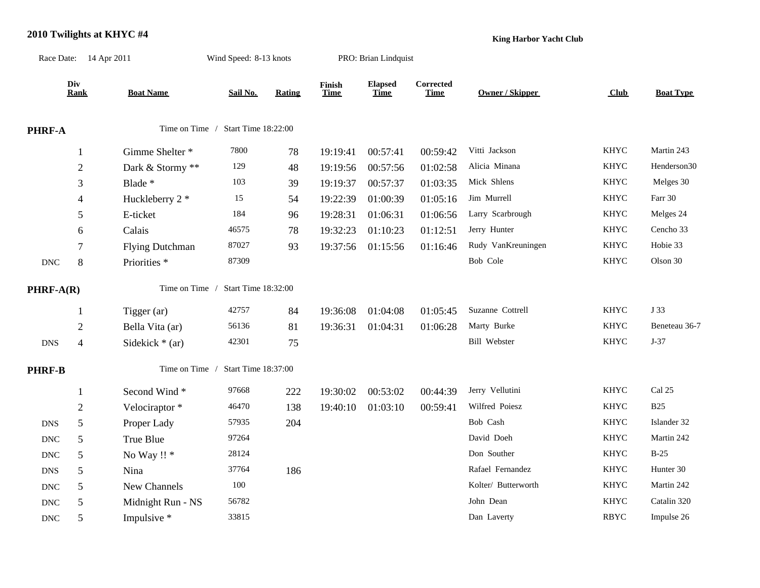# 2010 Twilights at KHYC #4

**King Harbor Yacht Club**

Race Date: 14 Apr 2011 Wind Speed: 8-13 knots PRO: Brian Lindquist

| | Div Rank | Boat Name | Sail No. | Rating | Finish Time | Elapsed Time | Corrected Time | Owner / Skipper | Club | Boat Type |
|---|---|---|---|---|---|---|---|---|---|---|
| **PHRF-A** | | Time on Time / Start Time 18:22:00 | | | | | | | | |
| | 1 | Gimme Shelter * | 7800 | 78 | 19:19:41 | 00:57:41 | 00:59:42 | Vitti Jackson | KHYC | Martin 243 |
| | 2 | Dark & Stormy ** | 129 | 48 | 19:19:56 | 00:57:56 | 01:02:58 | Alicia Minana | KHYC | Henderson30 |
| | 3 | Blade * | 103 | 39 | 19:19:37 | 00:57:37 | 01:03:35 | Mick Shlens | KHYC | Melges 30 |
| | 4 | Huckleberry 2 * | 15 | 54 | 19:22:39 | 01:00:39 | 01:05:16 | Jim Murrell | KHYC | Farr 30 |
| | 5 | E-ticket | 184 | 96 | 19:28:31 | 01:06:31 | 01:06:56 | Larry Scarbrough | KHYC | Melges 24 |
| | 6 | Calais | 46575 | 78 | 19:32:23 | 01:10:23 | 01:12:51 | Jerry Hunter | KHYC | Cencho 33 |
| | 7 | Flying Dutchman | 87027 | 93 | 19:37:56 | 01:15:56 | 01:16:46 | Rudy VanKreuningen | KHYC | Hobie 33 |
| DNC | 8 | Priorities * | 87309 | | | | | Bob Cole | KHYC | Olson 30 |
| **PHRF-A(R)** | | Time on Time / Start Time 18:32:00 | | | | | | | | |
| | 1 | Tigger (ar) | 42757 | 84 | 19:36:08 | 01:04:08 | 01:05:45 | Suzanne Cottrell | KHYC | J 33 |
| | 2 | Bella Vita (ar) | 56136 | 81 | 19:36:31 | 01:04:31 | 01:06:28 | Marty Burke | KHYC | Beneteau 36-7 |
| DNS | 4 | Sidekick * (ar) | 42301 | 75 | | | | Bill Webster | KHYC | J-37 |
| **PHRF-B** | | Time on Time / Start Time 18:37:00 | | | | | | | | |
| | 1 | Second Wind * | 97668 | 222 | 19:30:02 | 00:53:02 | 00:44:39 | Jerry Vellutini | KHYC | Cal 25 |
| | 2 | Velociraptor * | 46470 | 138 | 19:40:10 | 01:03:10 | 00:59:41 | Wilfred Poiesz | KHYC | B25 |
| DNS | 5 | Proper Lady | 57935 | 204 | | | | Bob Cash | KHYC | Islander 32 |
| DNC | 5 | True Blue | 97264 | | | | | David Doeh | KHYC | Martin 242 |
| DNC | 5 | No Way !! * | 28124 | | | | | Don Souther | KHYC | B-25 |
| DNS | 5 | Nina | 37764 | 186 | | | | Rafael Fernandez | KHYC | Hunter 30 |
| DNC | 5 | New Channels | 100 | | | | | Kolter/ Butterworth | KHYC | Martin 242 |
| DNC | 5 | Midnight Run - NS | 56782 | | | | | John Dean | KHYC | Catalin 320 |
| DNC | 5 | Impulsive * | 33815 | | | | | Dan Laverty | RBYC | Impulse 26 |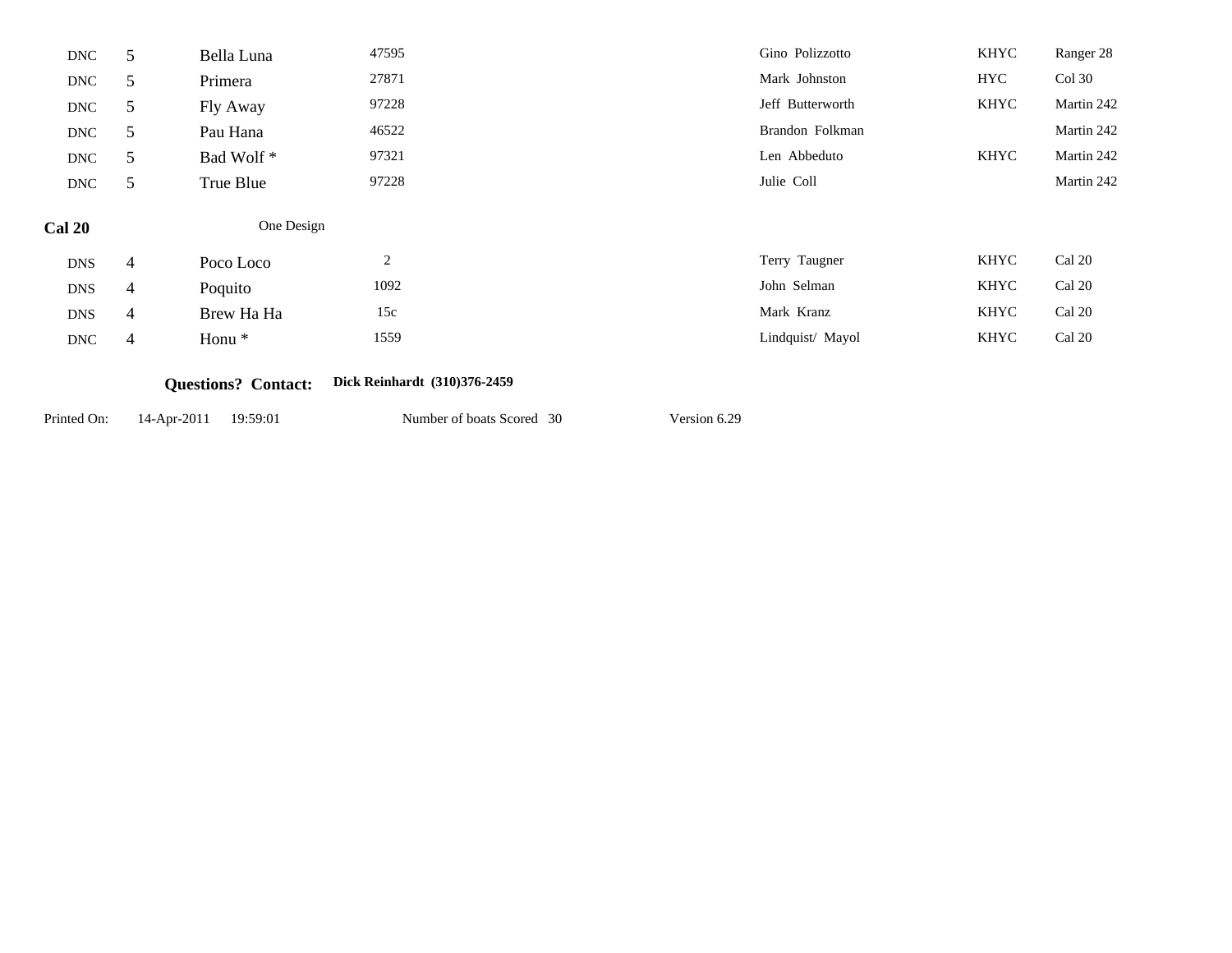| | | | | | | |
|---|---|---|---|---|---|---|
| DNC | 5 | Bella Luna | 47595 | Gino Polizzotto | KHYC | Ranger 28 |
| DNC | 5 | Primera | 27871 | Mark Johnston | HYC | Col 30 |
| DNC | 5 | Fly Away | 97228 | Jeff Butterworth | KHYC | Martin 242 |
| DNC | 5 | Pau Hana | 46522 | Brandon Folkman | | Martin 242 |
| DNC | 5 | Bad Wolf * | 97321 | Len Abbeduto | KHYC | Martin 242 |
| DNC | 5 | True Blue | 97228 | Julie Coll | | Martin 242 |

**Cal 20** One Design

| | | | | | | |
|---|---|---|---|---|---|---|
| DNS | 4 | Poco Loco | 2 | Terry Taugner | KHYC | Cal 20 |
| DNS | 4 | Poquito | 1092 | John Selman | KHYC | Cal 20 |
| DNS | 4 | Brew Ha Ha | 15c | Mark Kranz | KHYC | Cal 20 |
| DNC | 4 | Honu * | 1559 | Lindquist/ Mayol | KHYC | Cal 20 |

**Questions? Contact:** **Dick Reinhardt (310)376-2459**

Printed On: 14-Apr-2011 19:59:01 Number of boats Scored 30 Version 6.29